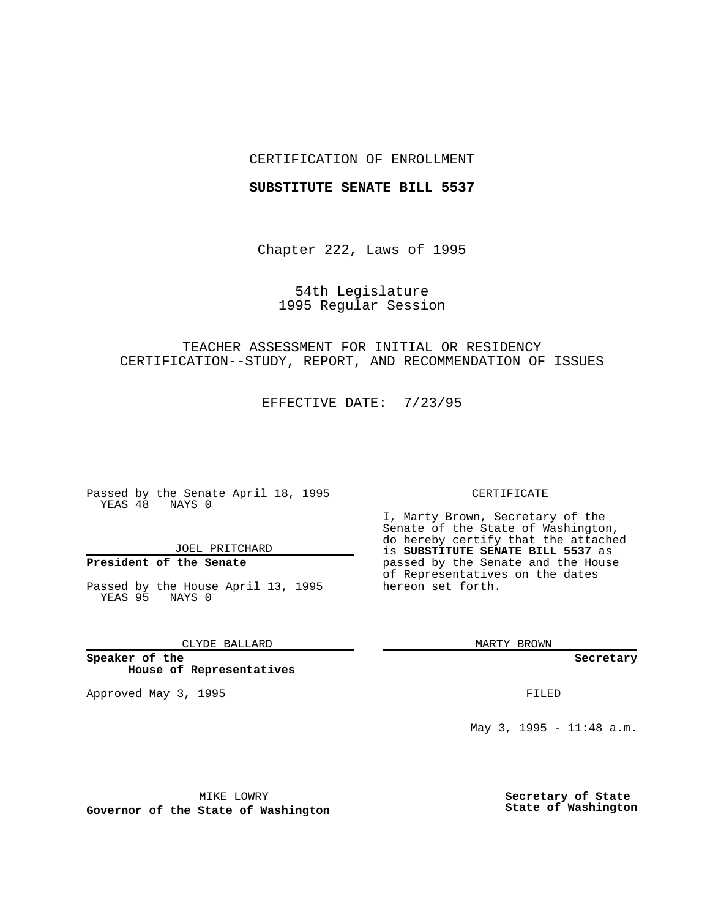CERTIFICATION OF ENROLLMENT

**SUBSTITUTE SENATE BILL 5537**

Chapter 222, Laws of 1995

54th Legislature
1995 Regular Session

TEACHER ASSESSMENT FOR INITIAL OR RESIDENCY CERTIFICATION--STUDY, REPORT, AND RECOMMENDATION OF ISSUES

EFFECTIVE DATE: 7/23/95

Passed by the Senate April 18, 1995
YEAS 48 NAYS 0

JOEL PRITCHARD

**President of the Senate**

Passed by the House April 13, 1995
YEAS 95 NAYS 0

CLYDE BALLARD

**Speaker of the House of Representatives**

Approved May 3, 1995

MIKE LOWRY

**Governor of the State of Washington**

CERTIFICATE

I, Marty Brown, Secretary of the Senate of the State of Washington, do hereby certify that the attached is **SUBSTITUTE SENATE BILL 5537** as passed by the Senate and the House of Representatives on the dates hereon set forth.

MARTY BROWN

**Secretary**

FILED

May 3, 1995 - 11:48 a.m.

**Secretary of State**
**State of Washington**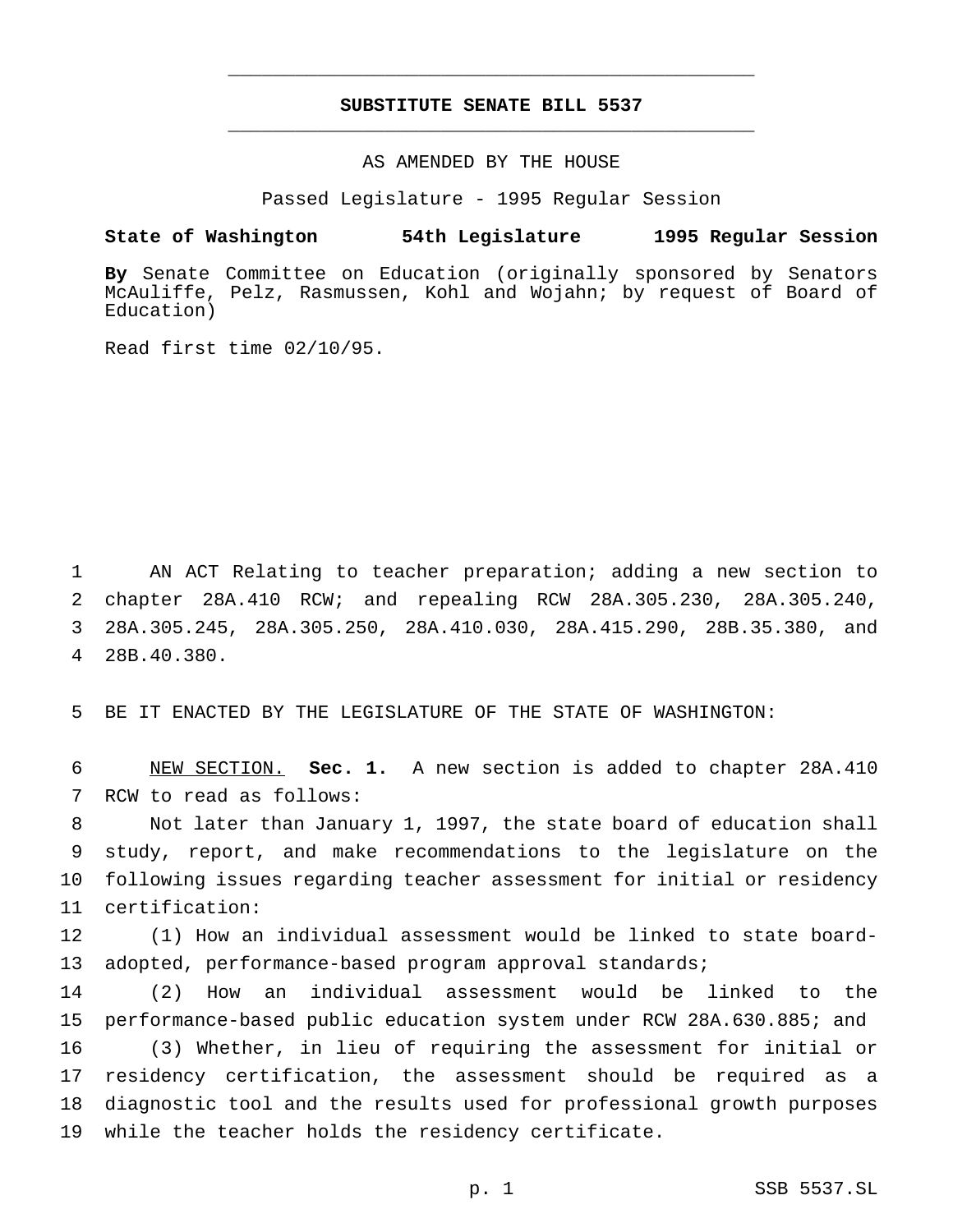# SUBSTITUTE SENATE BILL 5537

AS AMENDED BY THE HOUSE

Passed Legislature - 1995 Regular Session

**State of Washington 54th Legislature 1995 Regular Session**

**By** Senate Committee on Education (originally sponsored by Senators McAuliffe, Pelz, Rasmussen, Kohl and Wojahn; by request of Board of Education)

Read first time 02/10/95.

AN ACT Relating to teacher preparation; adding a new section to chapter 28A.410 RCW; and repealing RCW 28A.305.230, 28A.305.240, 28A.305.245, 28A.305.250, 28A.410.030, 28A.415.290, 28B.35.380, and 28B.40.380.

BE IT ENACTED BY THE LEGISLATURE OF THE STATE OF WASHINGTON:

NEW SECTION. **Sec. 1.** A new section is added to chapter 28A.410 RCW to read as follows:

Not later than January 1, 1997, the state board of education shall study, report, and make recommendations to the legislature on the following issues regarding teacher assessment for initial or residency certification:

(1) How an individual assessment would be linked to state board-adopted, performance-based program approval standards;

(2) How an individual assessment would be linked to the performance-based public education system under RCW 28A.630.885; and

(3) Whether, in lieu of requiring the assessment for initial or residency certification, the assessment should be required as a diagnostic tool and the results used for professional growth purposes while the teacher holds the residency certificate.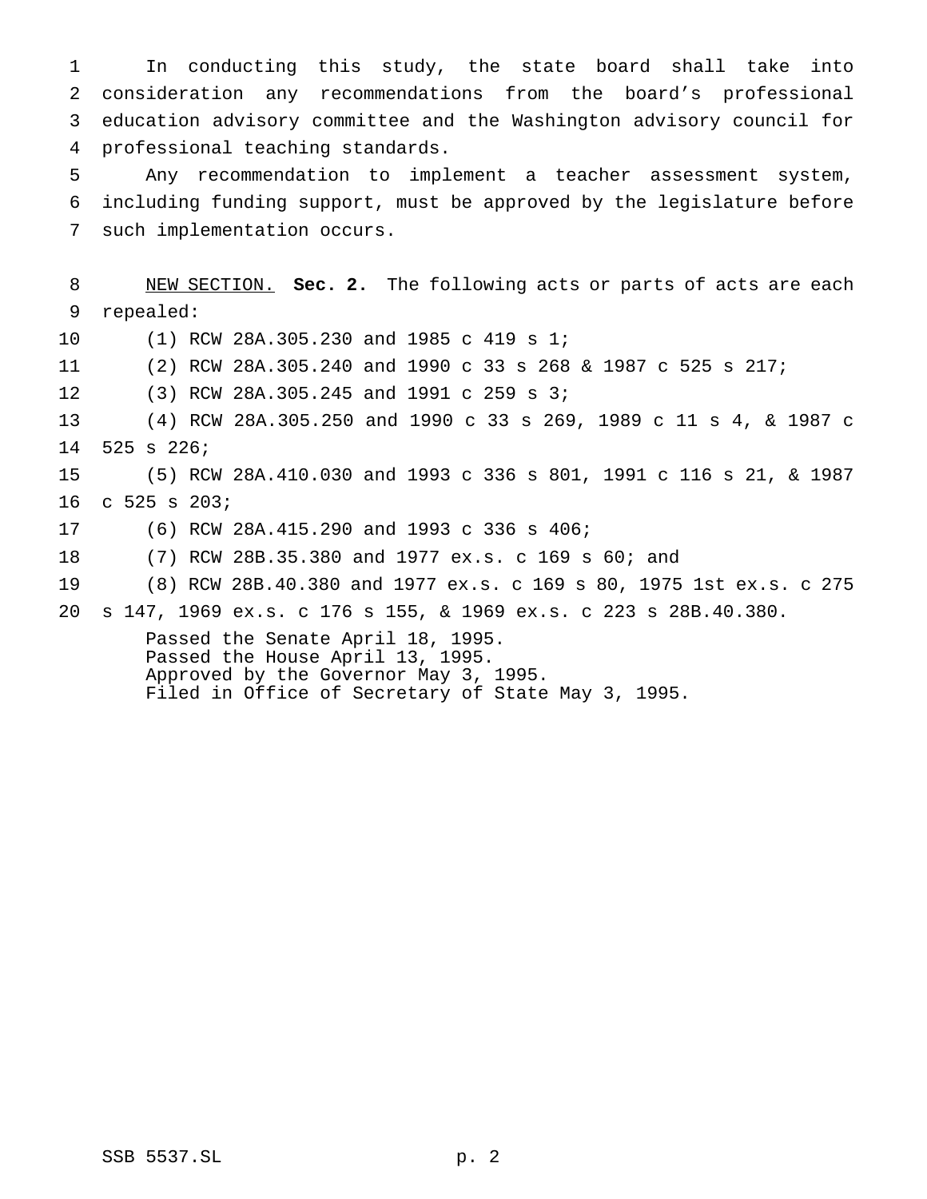In conducting this study, the state board shall take into consideration any recommendations from the board's professional education advisory committee and the Washington advisory council for professional teaching standards.

Any recommendation to implement a teacher assessment system, including funding support, must be approved by the legislature before such implementation occurs.

NEW SECTION. **Sec. 2.** The following acts or parts of acts are each repealed:

(1) RCW 28A.305.230 and 1985 c 419 s 1;

(2) RCW 28A.305.240 and 1990 c 33 s 268 & 1987 c 525 s 217;

(3) RCW 28A.305.245 and 1991 c 259 s 3;

(4) RCW 28A.305.250 and 1990 c 33 s 269, 1989 c 11 s 4, & 1987 c 525 s 226;

(5) RCW 28A.410.030 and 1993 c 336 s 801, 1991 c 116 s 21, & 1987 c 525 s 203;

(6) RCW 28A.415.290 and 1993 c 336 s 406;

(7) RCW 28B.35.380 and 1977 ex.s. c 169 s 60; and

(8) RCW 28B.40.380 and 1977 ex.s. c 169 s 80, 1975 1st ex.s. c 275 s 147, 1969 ex.s. c 176 s 155, & 1969 ex.s. c 223 s 28B.40.380.

Passed the Senate April 18, 1995.
Passed the House April 13, 1995.
Approved by the Governor May 3, 1995.
Filed in Office of Secretary of State May 3, 1995.